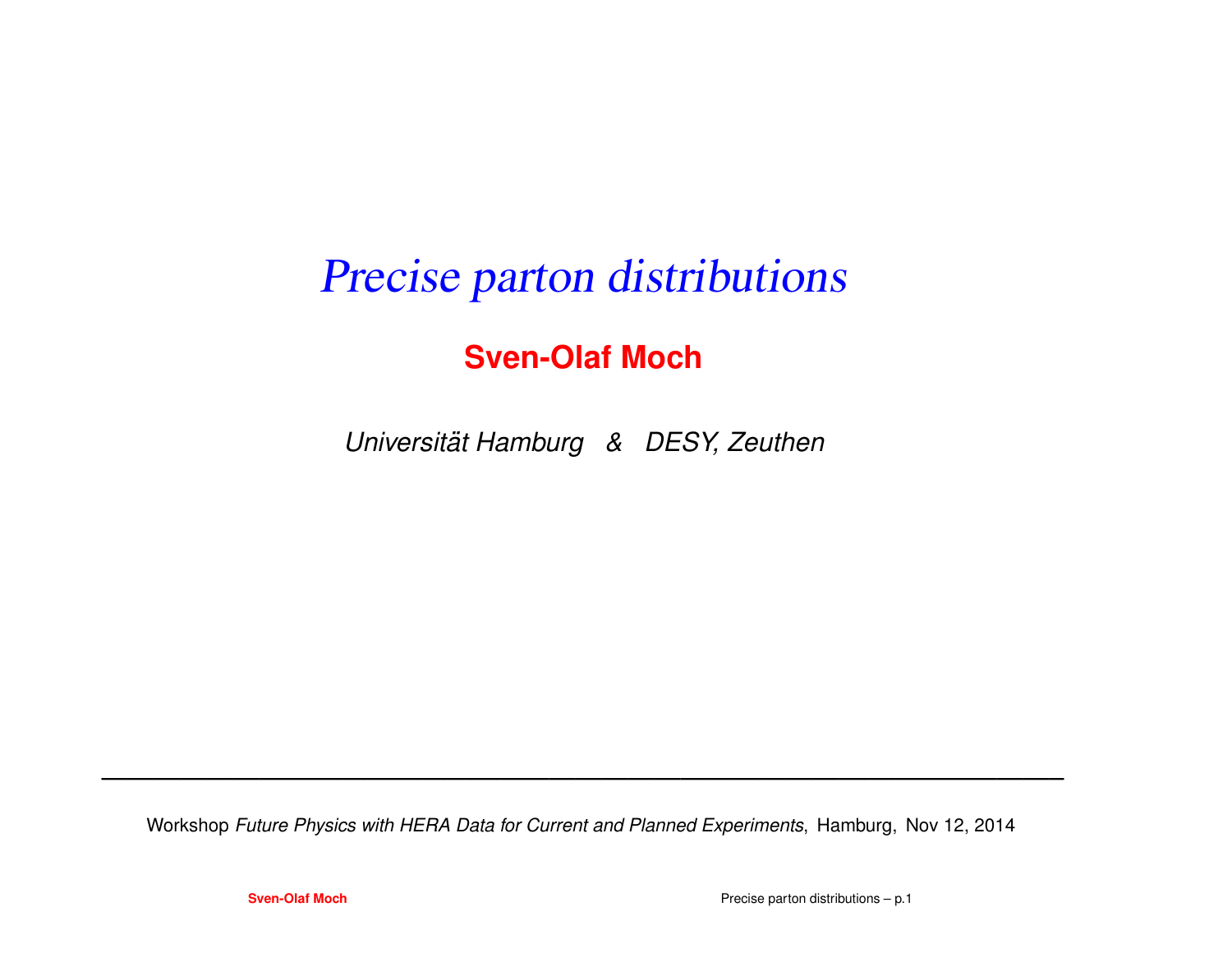# *Precise parton distributions*

**Sven-Olaf Moch**

*Universität Hamburg & DESY, Zeuthen*

---

Workshop *Future Physics with HERA Data for Current and Planned Experiments*, Hamburg, Nov 12, 2014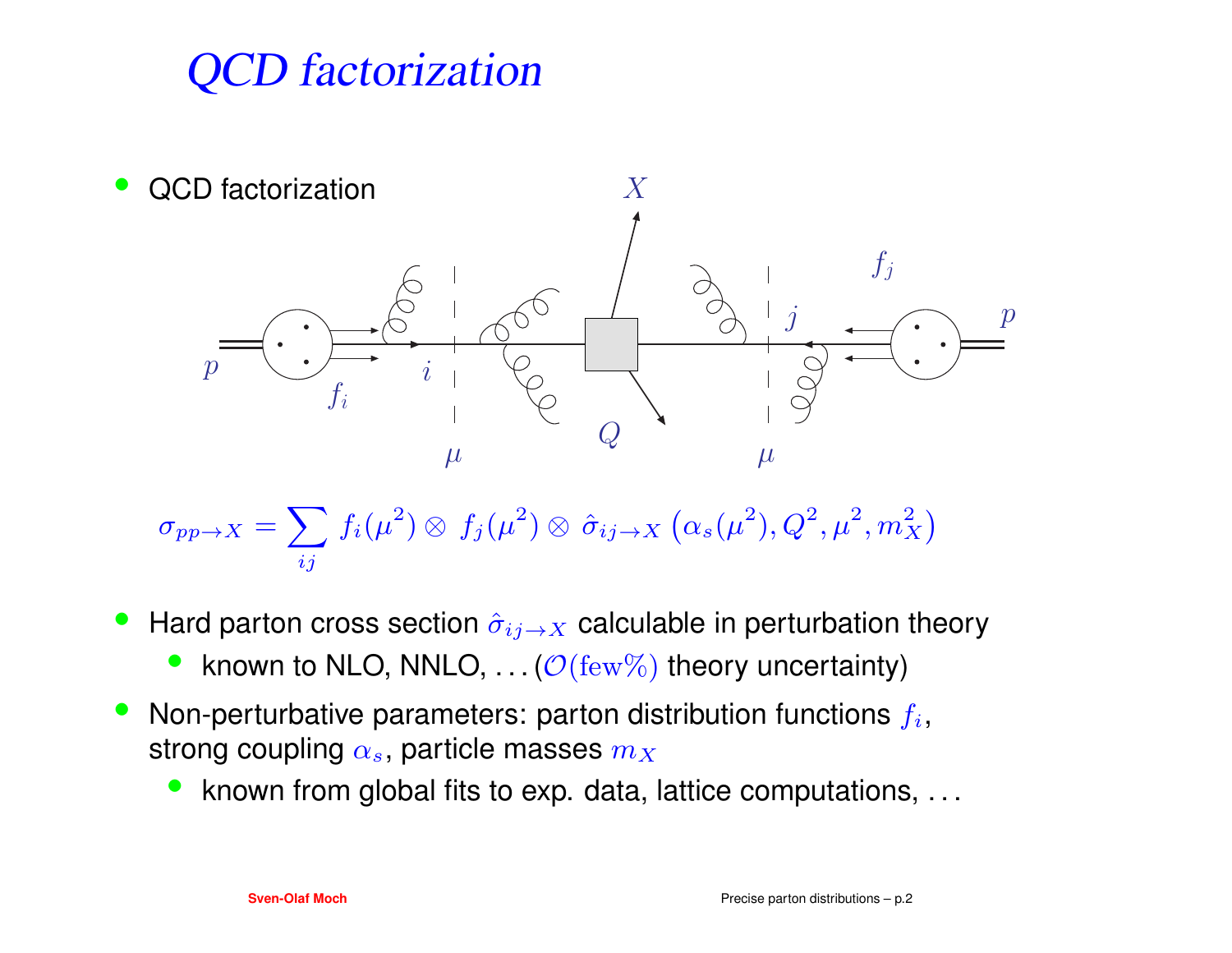# QCD factorization

- QCD factorization

$$\sigma_{pp\to X} = \sum_{ij} f_i(\mu^2) \otimes f_j(\mu^2) \otimes \hat{\sigma}_{ij\to X}\left(\alpha_s(\mu^2), Q^2, \mu^2, m_X^2\right)$$

- Hard parton cross section $\hat{\sigma}_{ij\to X}$ calculable in perturbation theory
  - known to NLO, NNLO, . . . ($\mathcal{O}(\text{few}\%)$ theory uncertainty)
- Non-perturbative parameters: parton distribution functions $f_i$, strong coupling $\alpha_s$, particle masses $m_X$
  - known from global fits to exp. data, lattice computations, . . .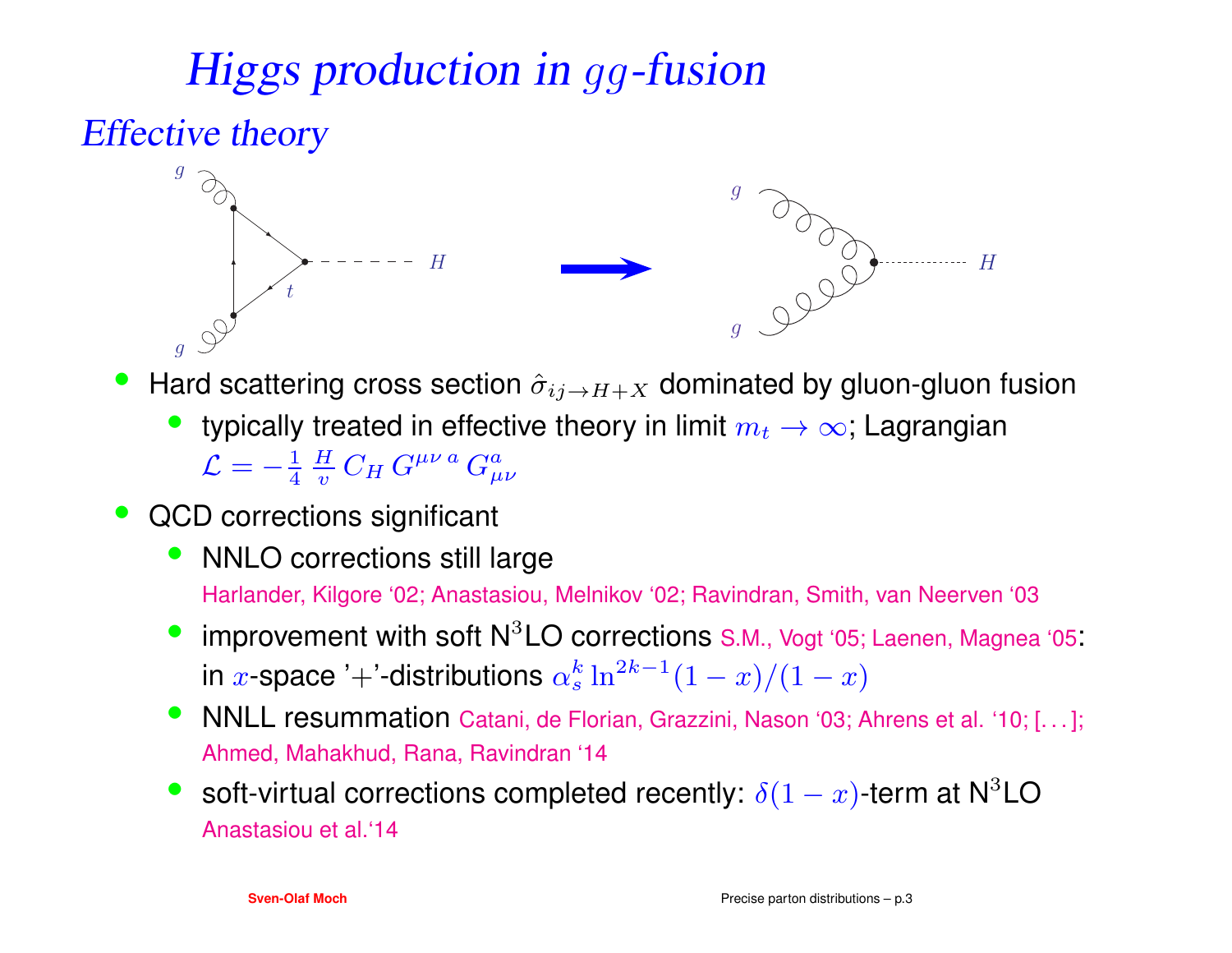# *Higgs production in $gg$-fusion*

## *Effective theory*

- Hard scattering cross section $\hat{\sigma}_{ij \to H+X}$ dominated by gluon-gluon fusion
  - typically treated in effective theory in limit $m_t \to \infty$; Lagrangian $\mathcal{L} = -\frac{1}{4} \frac{H}{v} C_H \, G^{\mu\nu\,a} \, G^a_{\mu\nu}$
- QCD corrections significant
  - NNLO corrections still large
    Harlander, Kilgore '02; Anastasiou, Melnikov '02; Ravindran, Smith, van Neerven '03
  - improvement with soft N$^3$LO corrections S.M., Vogt '05; Laenen, Magnea '05: in $x$-space '+'-distributions $\alpha_s^k \ln^{2k-1}(1-x)/(1-x)$
  - NNLL resummation Catani, de Florian, Grazzini, Nason '03; Ahrens et al. '10; [. . . ]; Ahmed, Mahakhud, Rana, Ravindran '14
  - soft-virtual corrections completed recently: $\delta(1-x)$-term at N$^3$LO
    Anastasiou et al.'14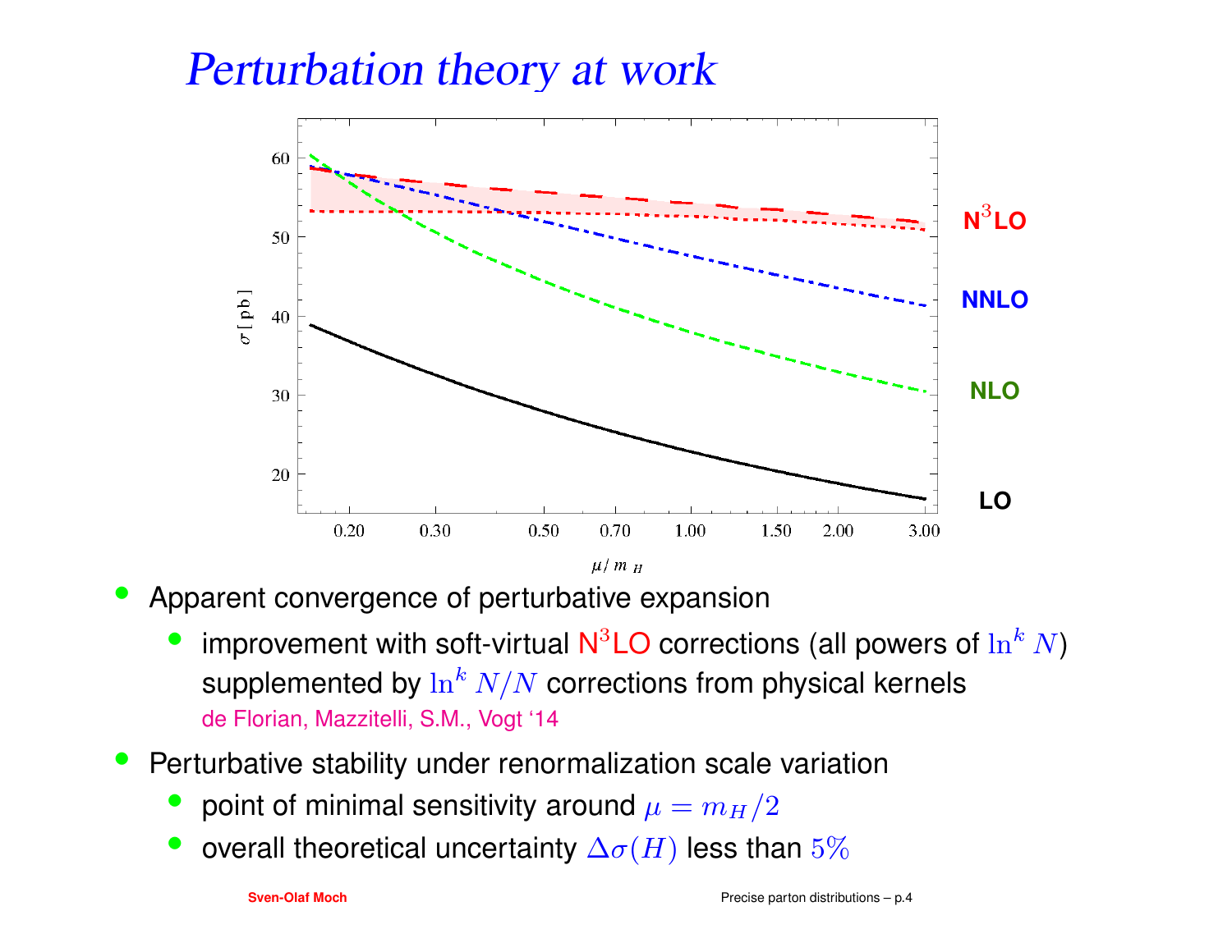# *Perturbation theory at work*

- Apparent convergence of perturbative expansion
  - improvement with soft-virtual N$^3$LO corrections (all powers of $\ln^k N$) supplemented by $\ln^k N/N$ corrections from physical kernels
    de Florian, Mazzitelli, S.M., Vogt '14
- Perturbative stability under renormalization scale variation
  - point of minimal sensitivity around $\mu = m_H/2$
  - overall theoretical uncertainty $\Delta\sigma(H)$ less than $5\%$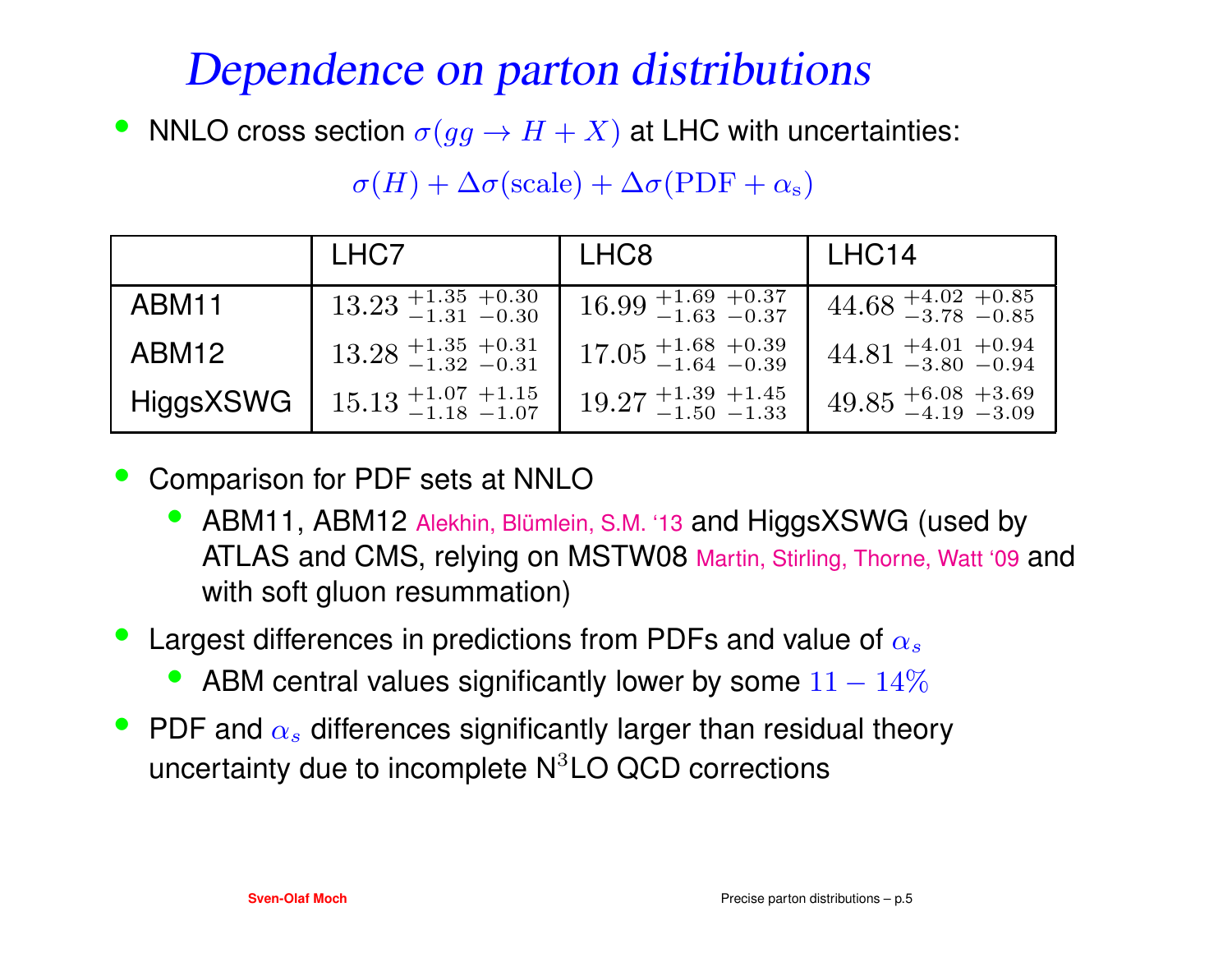# Dependence on parton distributions

- NNLO cross section $\sigma(gg \to H + X)$ at LHC with uncertainties:

$$\sigma(H) + \Delta\sigma(\text{scale}) + \Delta\sigma(\text{PDF} + \alpha_s)$$

| | LHC7 | LHC8 | LHC14 |
|---|---|---|---|
| ABM11 | $13.23\ ^{+1.35}_{-1.31}\ ^{+0.30}_{-0.30}$ | $16.99\ ^{+1.69}_{-1.63}\ ^{+0.37}_{-0.37}$ | $44.68\ ^{+4.02}_{-3.78}\ ^{+0.85}_{-0.85}$ |
| ABM12 | $13.28\ ^{+1.35}_{-1.32}\ ^{+0.31}_{-0.31}$ | $17.05\ ^{+1.68}_{-1.64}\ ^{+0.39}_{-0.39}$ | $44.81\ ^{+4.01}_{-3.80}\ ^{+0.94}_{-0.94}$ |
| HiggsXSWG | $15.13\ ^{+1.07}_{-1.18}\ ^{+1.15}_{-1.07}$ | $19.27\ ^{+1.39}_{-1.50}\ ^{+1.45}_{-1.33}$ | $49.85\ ^{+6.08}_{-4.19}\ ^{+3.69}_{-3.09}$ |

- Comparison for PDF sets at NNLO
  - ABM11, ABM12 Alekhin, Blümlein, S.M. '13 and HiggsXSWG (used by ATLAS and CMS, relying on MSTW08 Martin, Stirling, Thorne, Watt '09 and with soft gluon resummation)
- Largest differences in predictions from PDFs and value of $\alpha_s$
  - ABM central values significantly lower by some $11 - 14\%$
- PDF and $\alpha_s$ differences significantly larger than residual theory uncertainty due to incomplete N$^3$LO QCD corrections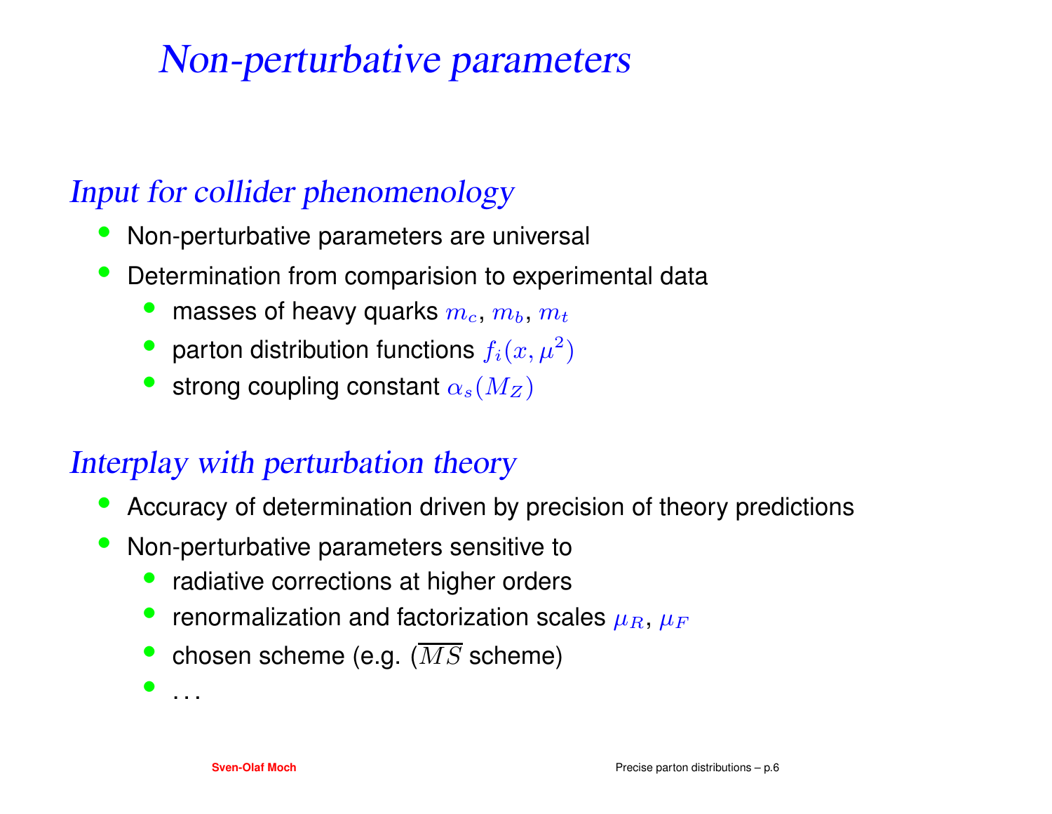# Non-perturbative parameters

## Input for collider phenomenology

- Non-perturbative parameters are universal
- Determination from comparision to experimental data
  - masses of heavy quarks $m_c$, $m_b$, $m_t$
  - parton distribution functions $f_i(x, \mu^2)$
  - strong coupling constant $\alpha_s(M_Z)$

## Interplay with perturbation theory

- Accuracy of determination driven by precision of theory predictions
- Non-perturbative parameters sensitive to
  - radiative corrections at higher orders
  - renormalization and factorization scales $\mu_R$, $\mu_F$
  - chosen scheme (e.g. ($\overline{MS}$ scheme)
  - . . .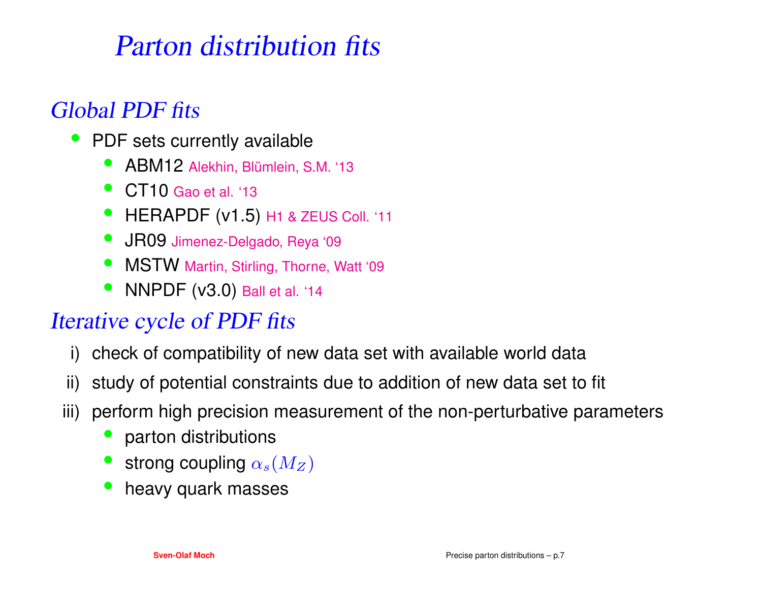# Parton distribution fits

## Global PDF fits

- PDF sets currently available
  - ABM12 Alekhin, Blümlein, S.M. '13
  - CT10 Gao et al. '13
  - HERAPDF (v1.5) H1 & ZEUS Coll. '11
  - JR09 Jimenez-Delgado, Reya '09
  - MSTW Martin, Stirling, Thorne, Watt '09
  - NNPDF (v3.0) Ball et al. '14

## Iterative cycle of PDF fits

i) check of compatibility of new data set with available world data

ii) study of potential constraints due to addition of new data set to fit

iii) perform high precision measurement of the non-perturbative parameters
  - parton distributions
  - strong coupling $\alpha_s(M_Z)$
  - heavy quark masses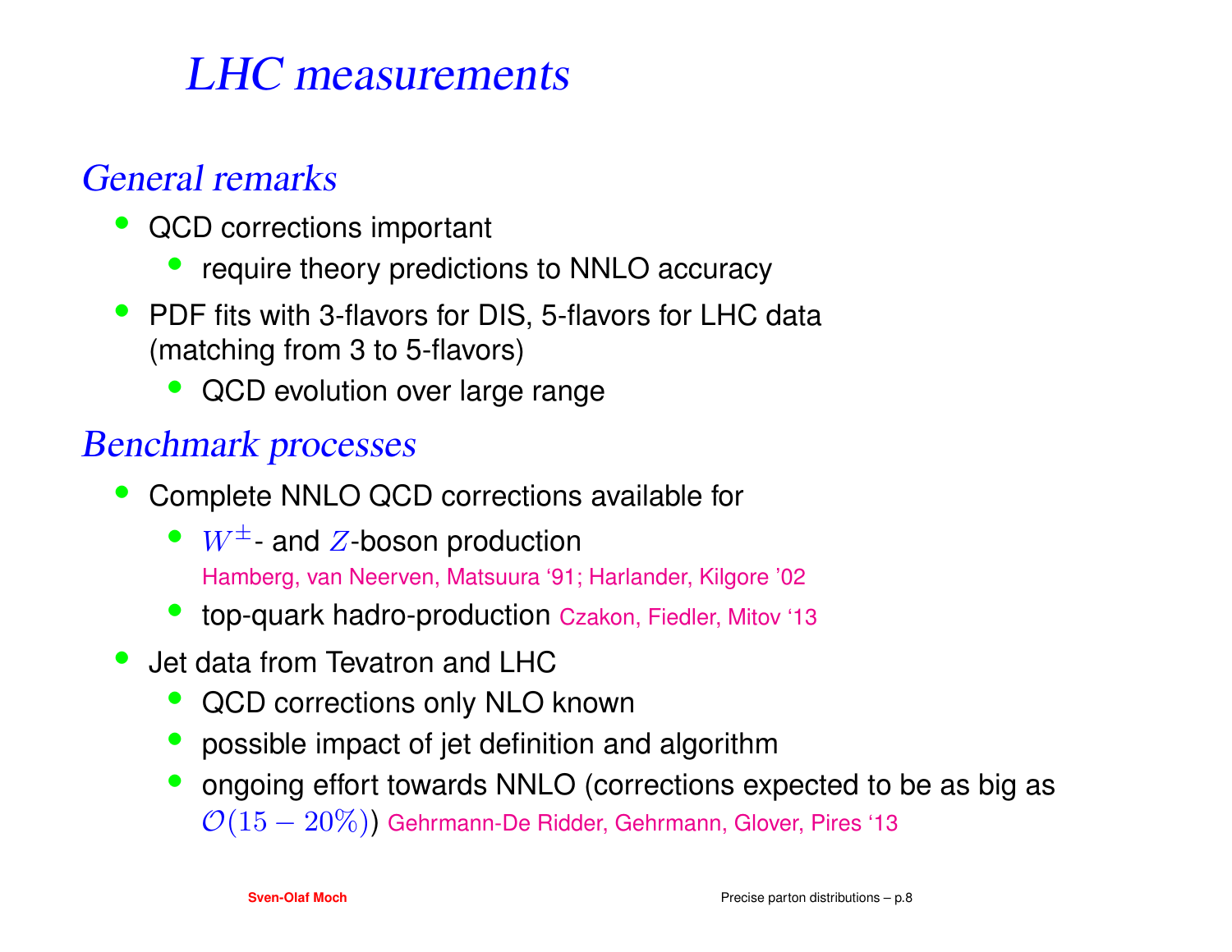# LHC measurements

## General remarks

- QCD corrections important
  - require theory predictions to NNLO accuracy
- PDF fits with 3-flavors for DIS, 5-flavors for LHC data (matching from 3 to 5-flavors)
  - QCD evolution over large range

## Benchmark processes

- Complete NNLO QCD corrections available for
  - $W^{\pm}$- and $Z$-boson production
    Hamberg, van Neerven, Matsuura '91; Harlander, Kilgore '02
  - top-quark hadro-production Czakon, Fiedler, Mitov '13
- Jet data from Tevatron and LHC
  - QCD corrections only NLO known
  - possible impact of jet definition and algorithm
  - ongoing effort towards NNLO (corrections expected to be as big as $\mathcal{O}(15 - 20\%)$) Gehrmann-De Ridder, Gehrmann, Glover, Pires '13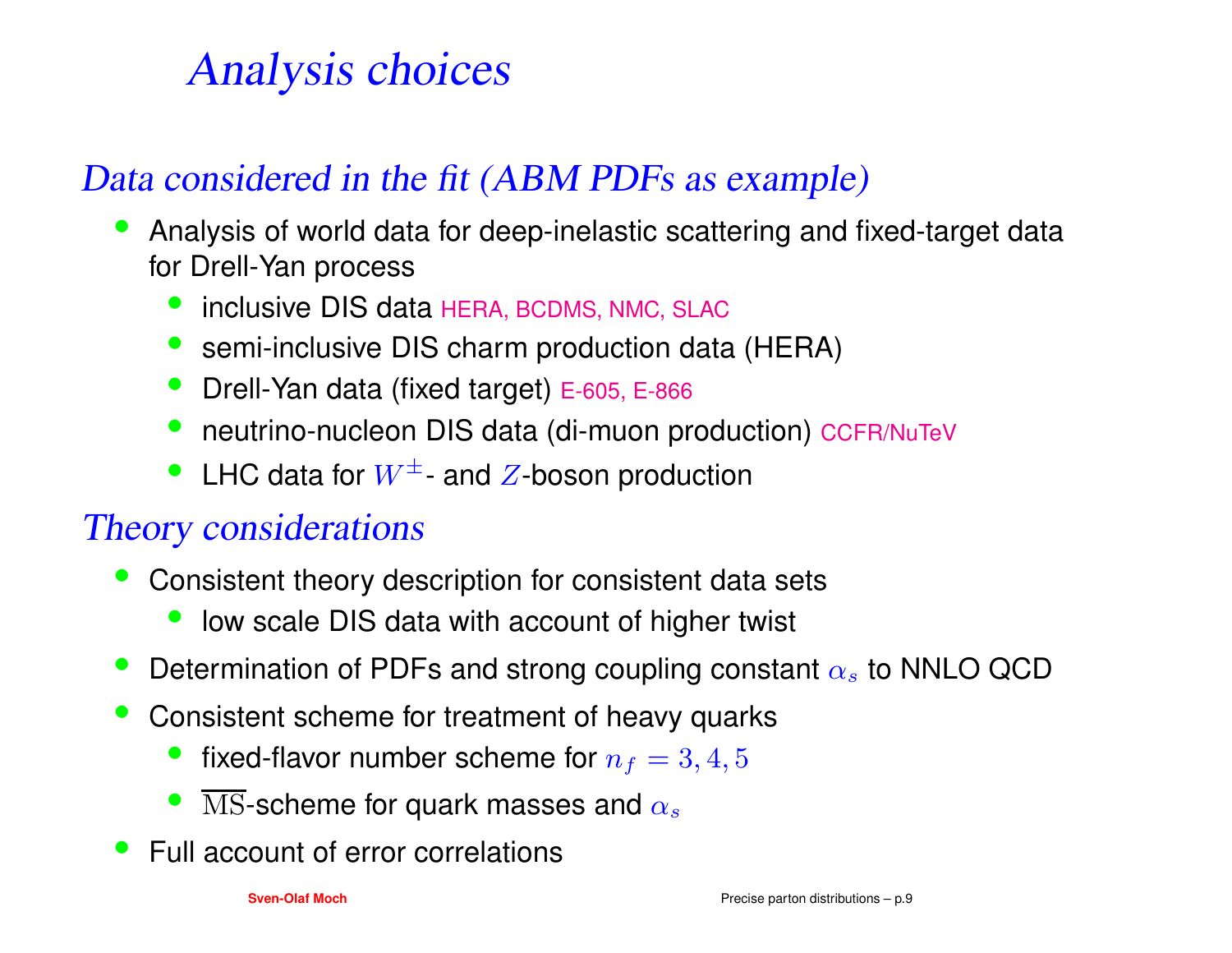# Analysis choices

## Data considered in the fit (ABM PDFs as example)

- Analysis of world data for deep-inelastic scattering and fixed-target data for Drell-Yan process
  - inclusive DIS data HERA, BCDMS, NMC, SLAC
  - semi-inclusive DIS charm production data (HERA)
  - Drell-Yan data (fixed target) E-605, E-866
  - neutrino-nucleon DIS data (di-muon production) CCFR/NuTeV
  - LHC data for $W^{\pm}$- and $Z$-boson production

## Theory considerations

- Consistent theory description for consistent data sets
  - low scale DIS data with account of higher twist
- Determination of PDFs and strong coupling constant $\alpha_s$ to NNLO QCD
- Consistent scheme for treatment of heavy quarks
  - fixed-flavor number scheme for $n_f = 3, 4, 5$
  - $\overline{\mathrm{MS}}$-scheme for quark masses and $\alpha_s$
- Full account of error correlations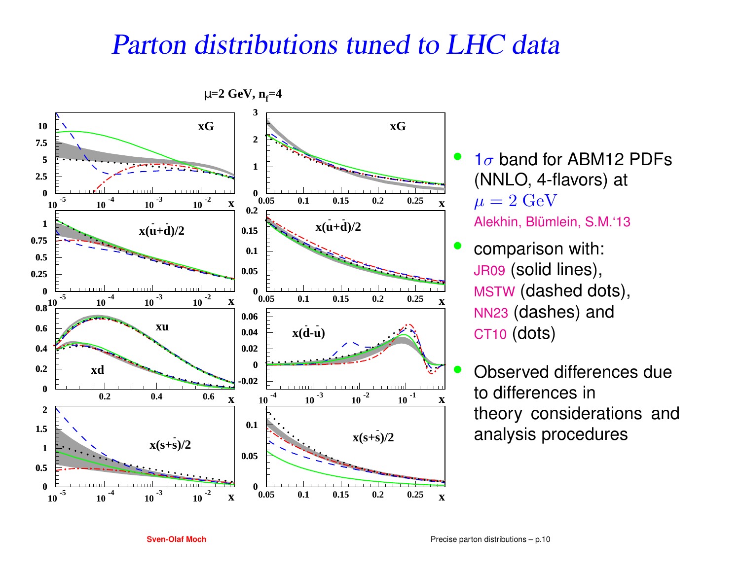# *Parton distributions tuned to LHC data*

- $1\sigma$ band for ABM12 PDFs (NNLO, 4-flavors) at $\mu = 2$ GeV
  Alekhin, Blümlein, S.M.'13
- comparison with:
  JR09 (solid lines),
  MSTW (dashed dots),
  NN23 (dashes) and
  CT10 (dots)
- Observed differences due to differences in theory considerations and analysis procedures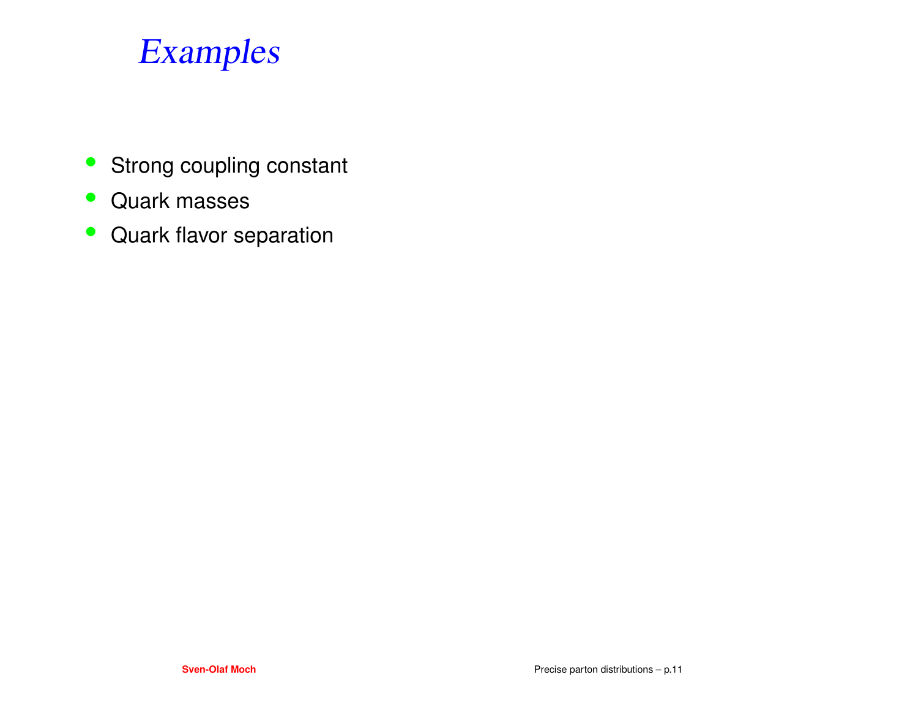# *Examples*

- Strong coupling constant
- Quark masses
- Quark flavor separation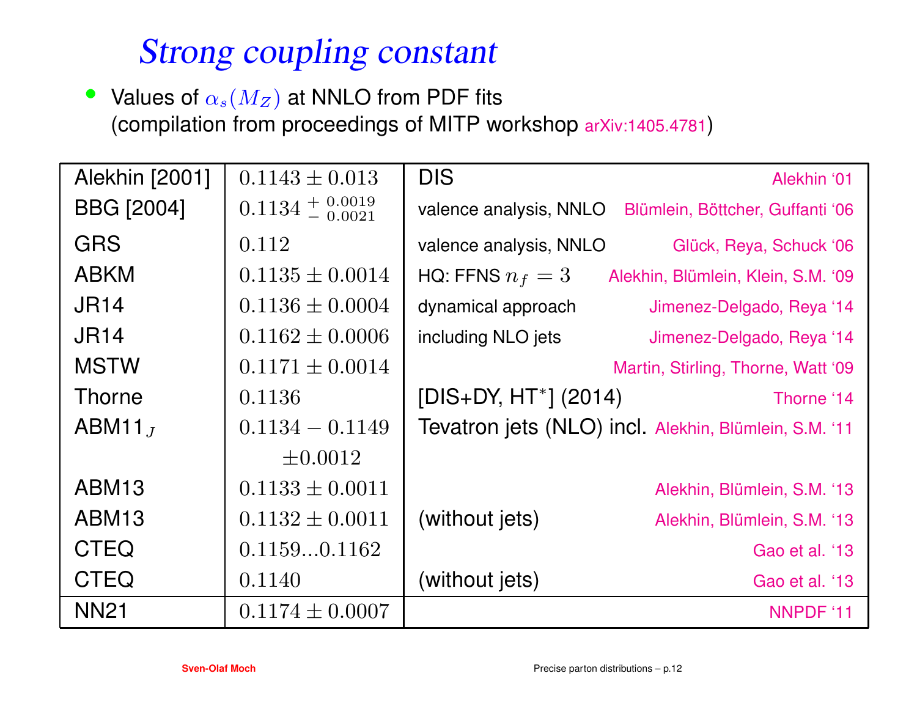# *Strong coupling constant*

- Values of $\alpha_s(M_Z)$ at NNLO from PDF fits (compilation from proceedings of MITP workshop arXiv:1405.4781)

| | | | |
|---|---|---|---|
| Alekhin [2001] | $0.1143 \pm 0.013$ | DIS | Alekhin '01 |
| BBG [2004] | $0.1134 \,^{+\,0.0019}_{-\,0.0021}$ | valence analysis, NNLO | Blümlein, Böttcher, Guffanti '06 |
| GRS | $0.112$ | valence analysis, NNLO | Glück, Reya, Schuck '06 |
| ABKM | $0.1135 \pm 0.0014$ | HQ: FFNS $n_f = 3$ | Alekhin, Blümlein, Klein, S.M. '09 |
| JR14 | $0.1136 \pm 0.0004$ | dynamical approach | Jimenez-Delgado, Reya '14 |
| JR14 | $0.1162 \pm 0.0006$ | including NLO jets | Jimenez-Delgado, Reya '14 |
| MSTW | $0.1171 \pm 0.0014$ | | Martin, Stirling, Thorne, Watt '09 |
| Thorne | $0.1136$ | [DIS+DY, HT$^*$] (2014) | Thorne '14 |
| ABM11$_J$ | $0.1134 - 0.1149$ $\pm 0.0012$ | Tevatron jets (NLO) incl. | Alekhin, Blümlein, S.M. '11 |
| ABM13 | $0.1133 \pm 0.0011$ | | Alekhin, Blümlein, S.M. '13 |
| ABM13 | $0.1132 \pm 0.0011$ | (without jets) | Alekhin, Blümlein, S.M. '13 |
| CTEQ | $0.1159...0.1162$ | | Gao et al. '13 |
| CTEQ | $0.1140$ | (without jets) | Gao et al. '13 |
| NN21 | $0.1174 \pm 0.0007$ | | NNPDF '11 |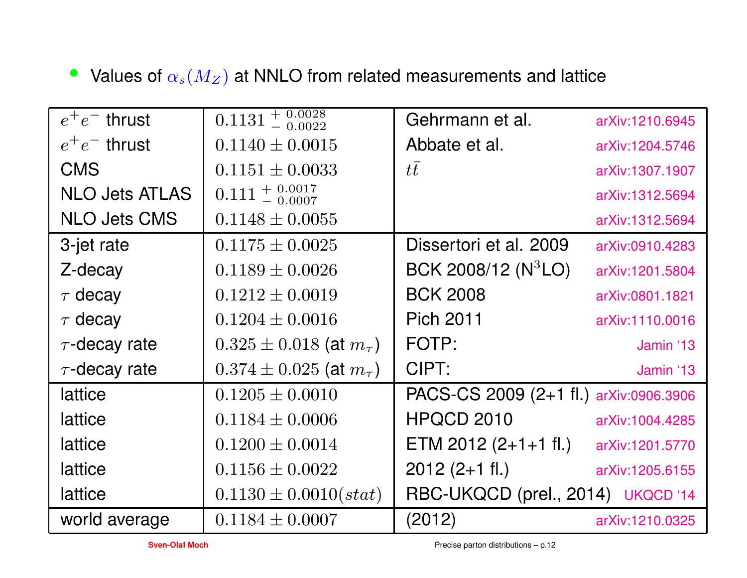- Values of $\alpha_s(M_Z)$ at NNLO from related measurements and lattice

| | | | |
|---|---|---|---|
| $e^+e^-$ thrust | $0.1131 \,^{+\,0.0028}_{-\,0.0022}$ | Gehrmann et al. | arXiv:1210.6945 |
| $e^+e^-$ thrust | $0.1140 \pm 0.0015$ | Abbate et al. | arXiv:1204.5746 |
| CMS | $0.1151 \pm 0.0033$ | $t\bar{t}$ | arXiv:1307.1907 |
| NLO Jets ATLAS | $0.111 \,^{+\,0.0017}_{-\,0.0007}$ | | arXiv:1312.5694 |
| NLO Jets CMS | $0.1148 \pm 0.0055$ | | arXiv:1312.5694 |
| 3-jet rate | $0.1175 \pm 0.0025$ | Dissertori et al. 2009 | arXiv:0910.4283 |
| Z-decay | $0.1189 \pm 0.0026$ | BCK 2008/12 (N$^3$LO) | arXiv:1201.5804 |
| $\tau$ decay | $0.1212 \pm 0.0019$ | BCK 2008 | arXiv:0801.1821 |
| $\tau$ decay | $0.1204 \pm 0.0016$ | Pich 2011 | arXiv:1110.0016 |
| $\tau$-decay rate | $0.325 \pm 0.018$ (at $m_\tau$) | FOTP: | Jamin '13 |
| $\tau$-decay rate | $0.374 \pm 0.025$ (at $m_\tau$) | CIPT: | Jamin '13 |
| lattice | $0.1205 \pm 0.0010$ | PACS-CS 2009 (2+1 fl.) | arXiv:0906.3906 |
| lattice | $0.1184 \pm 0.0006$ | HPQCD 2010 | arXiv:1004.4285 |
| lattice | $0.1200 \pm 0.0014$ | ETM 2012 (2+1+1 fl.) | arXiv:1201.5770 |
| lattice | $0.1156 \pm 0.0022$ | 2012 (2+1 fl.) | arXiv:1205.6155 |
| lattice | $0.1130 \pm 0.0010(stat)$ | RBC-UKQCD (prel., 2014) | UKQCD '14 |
| world average | $0.1184 \pm 0.0007$ | (2012) | arXiv:1210.0325 |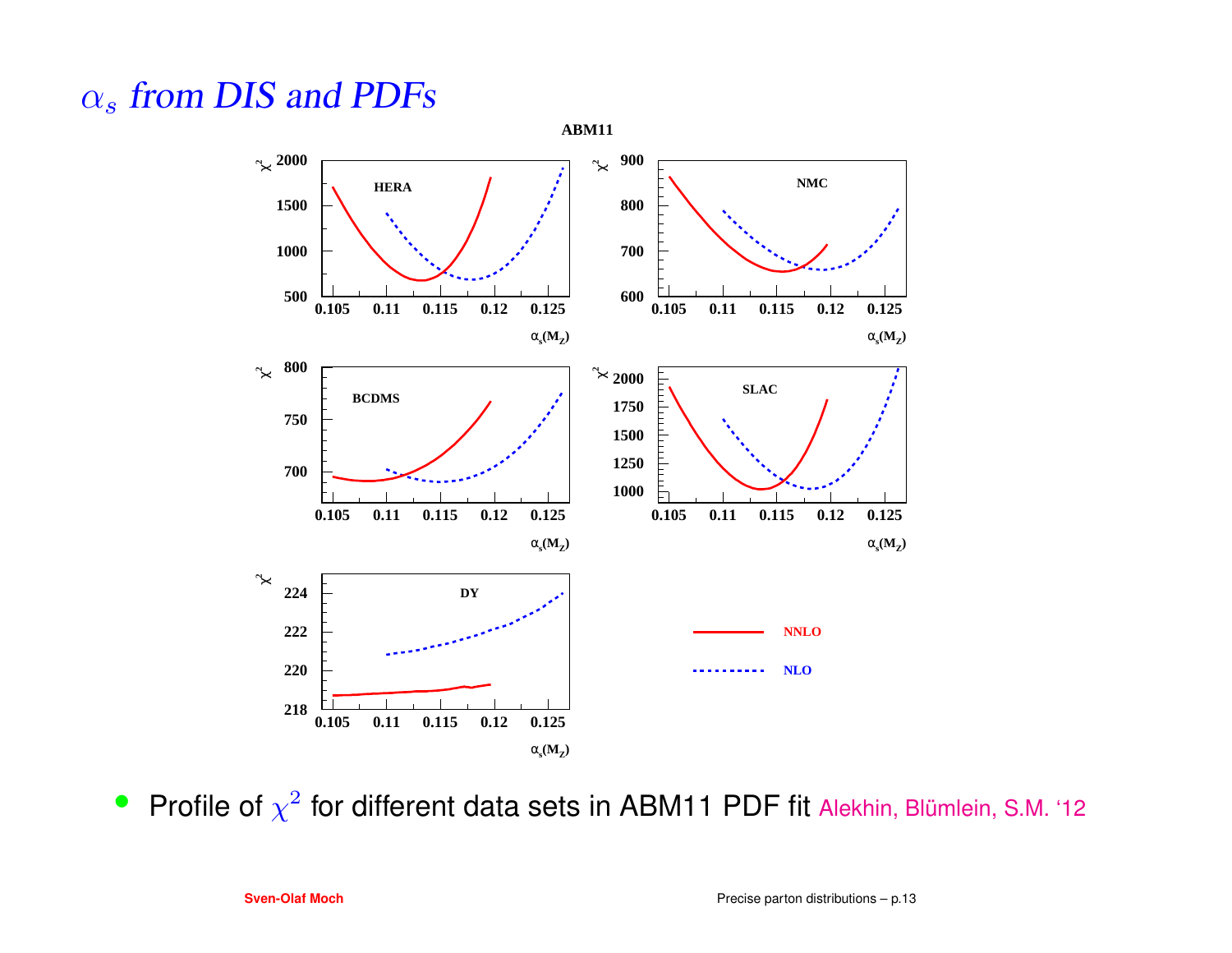# $\alpha_s$ *from DIS and PDFs*

- Profile of $\chi^2$ for different data sets in ABM11 PDF fit Alekhin, Blümlein, S.M. '12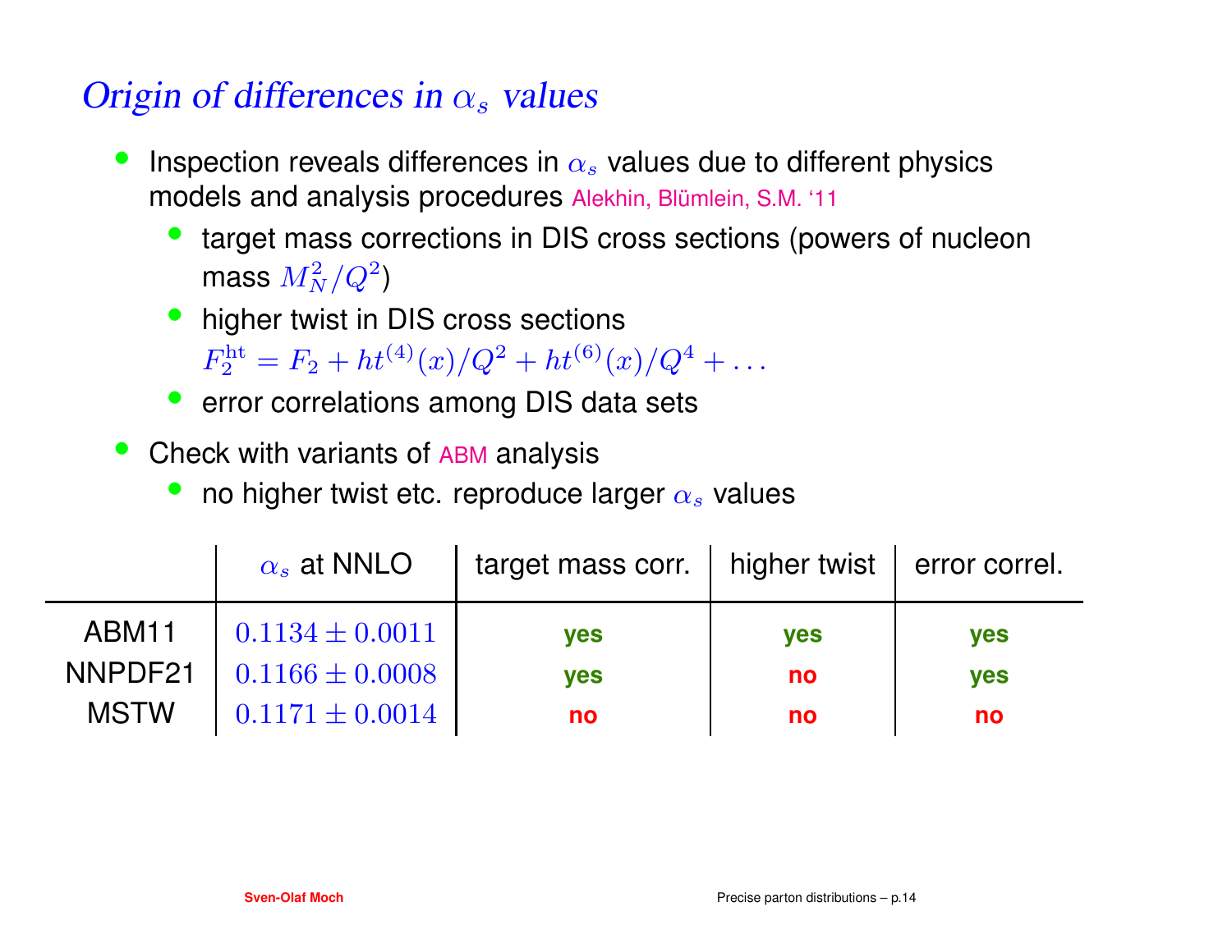## *Origin of differences in $\alpha_s$ values*

- Inspection reveals differences in $\alpha_s$ values due to different physics models and analysis procedures Alekhin, Blümlein, S.M. '11
  - target mass corrections in DIS cross sections (powers of nucleon mass $M_N^2/Q^2$)
  - higher twist in DIS cross sections $F_2^{\mathrm{ht}} = F_2 + ht^{(4)}(x)/Q^2 + ht^{(6)}(x)/Q^4 + \ldots$
  - error correlations among DIS data sets
- Check with variants of ABM analysis
  - no higher twist etc. reproduce larger $\alpha_s$ values

| | $\alpha_s$ at NNLO | target mass corr. | higher twist | error correl. |
|---|---|---|---|---|
| ABM11 | $0.1134 \pm 0.0011$ | **yes** | **yes** | **yes** |
| NNPDF21 | $0.1166 \pm 0.0008$ | **yes** | **no** | **yes** |
| MSTW | $0.1171 \pm 0.0014$ | **no** | **no** | **no** |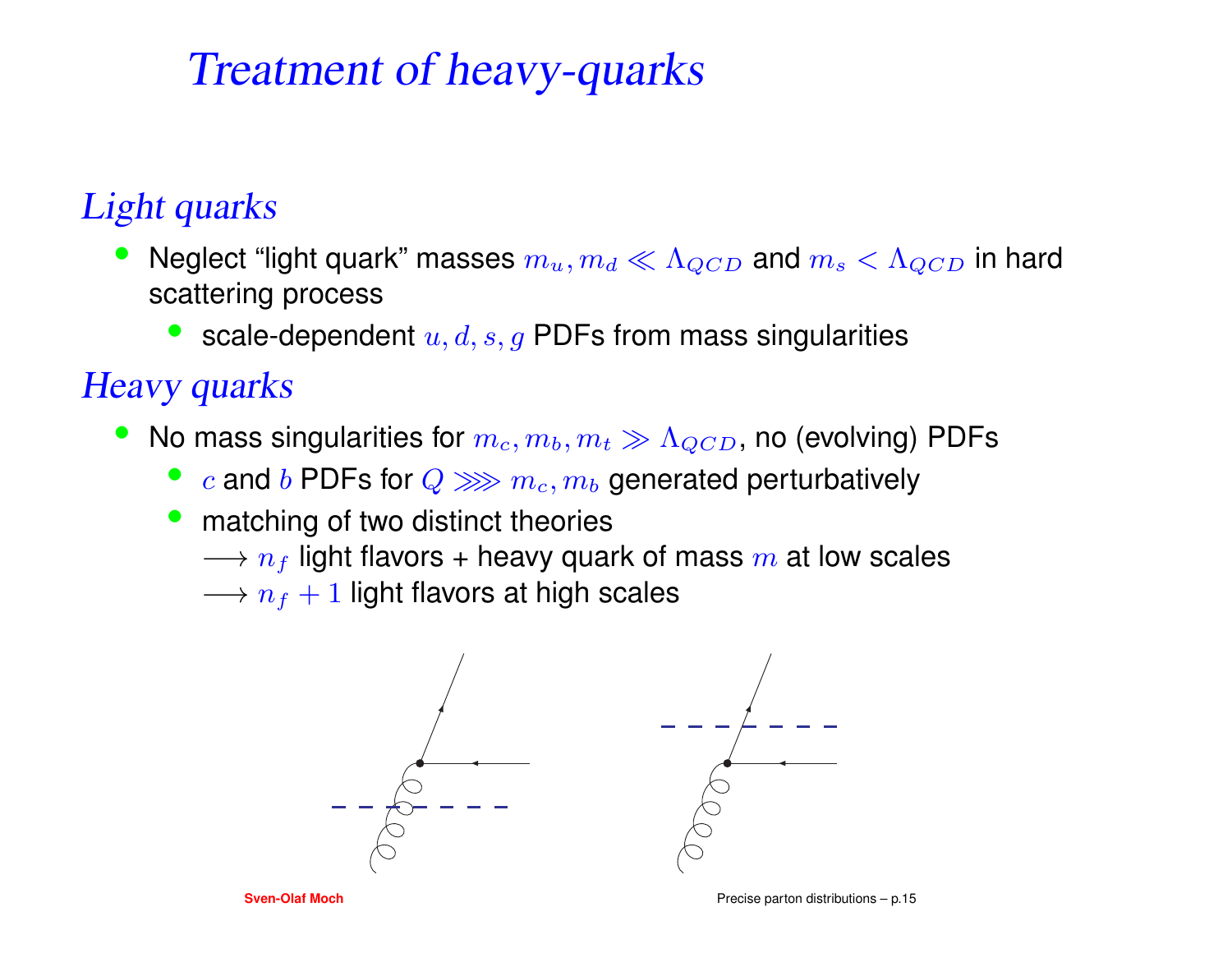# Treatment of heavy-quarks

## Light quarks

- Neglect "light quark" masses $m_u, m_d \ll \Lambda_{QCD}$ and $m_s < \Lambda_{QCD}$ in hard scattering process
  - scale-dependent $u, d, s, g$ PDFs from mass singularities

## Heavy quarks

- No mass singularities for $m_c, m_b, m_t \gg \Lambda_{QCD}$, no (evolving) PDFs
  - $c$ and $b$ PDFs for $Q \ggg m_c, m_b$ generated perturbatively
  - matching of two distinct theories
    $\longrightarrow n_f$ light flavors + heavy quark of mass $m$ at low scales
    $\longrightarrow n_f + 1$ light flavors at high scales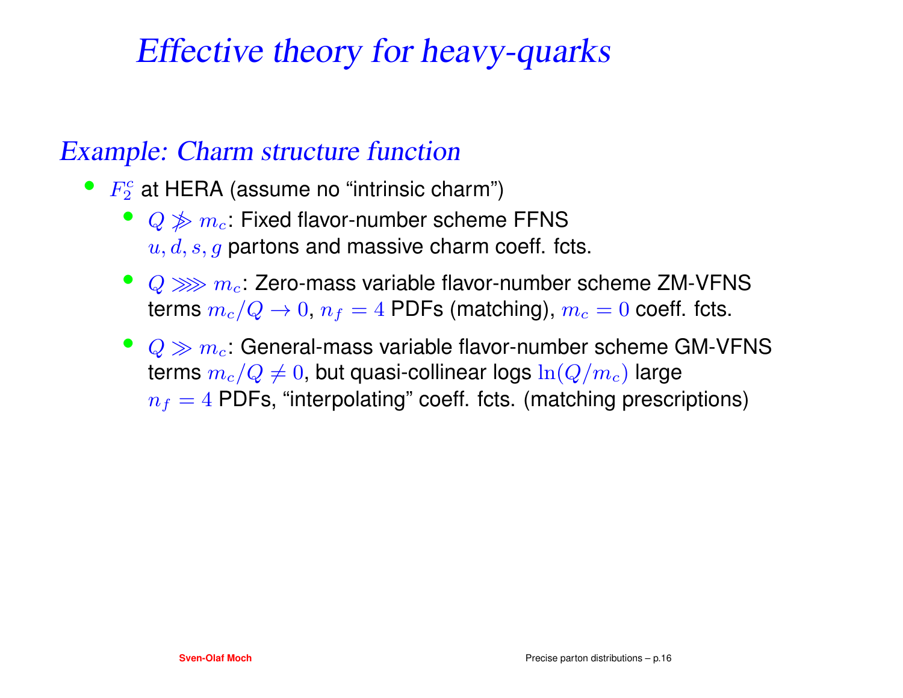# *Effective theory for heavy-quarks*

## *Example: Charm structure function*

- $F_2^c$ at HERA (assume no "intrinsic charm")
  - $Q \not\gg m_c$: Fixed flavor-number scheme FFNS
    $u, d, s, g$ partons and massive charm coeff. fcts.
  - $Q \ggg m_c$: Zero-mass variable flavor-number scheme ZM-VFNS
    terms $m_c/Q \to 0$, $n_f = 4$ PDFs (matching), $m_c = 0$ coeff. fcts.
  - $Q \gg m_c$: General-mass variable flavor-number scheme GM-VFNS
    terms $m_c/Q \neq 0$, but quasi-collinear logs $\ln(Q/m_c)$ large
    $n_f = 4$ PDFs, "interpolating" coeff. fcts. (matching prescriptions)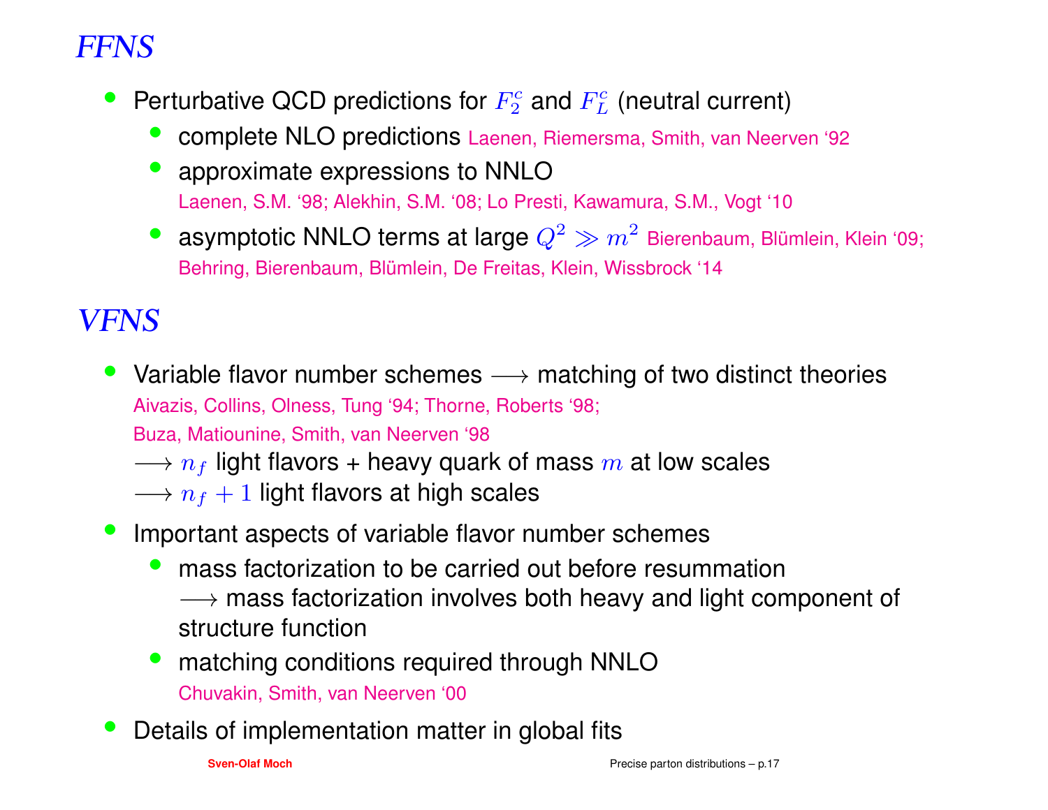# *FFNS*

- Perturbative QCD predictions for $F_2^c$ and $F_L^c$ (neutral current)
  - complete NLO predictions Laenen, Riemersma, Smith, van Neerven '92
  - approximate expressions to NNLO
    Laenen, S.M. '98; Alekhin, S.M. '08; Lo Presti, Kawamura, S.M., Vogt '10
  - asymptotic NNLO terms at large $Q^2 \gg m^2$ Bierenbaum, Blümlein, Klein '09; Behring, Bierenbaum, Blümlein, De Freitas, Klein, Wissbrock '14

# *VFNS*

- Variable flavor number schemes $\longrightarrow$ matching of two distinct theories
  Aivazis, Collins, Olness, Tung '94; Thorne, Roberts '98;
  Buza, Matiounine, Smith, van Neerven '98
  $\longrightarrow n_f$ light flavors + heavy quark of mass $m$ at low scales
  $\longrightarrow n_f + 1$ light flavors at high scales
- Important aspects of variable flavor number schemes
  - mass factorization to be carried out before resummation
    $\longrightarrow$ mass factorization involves both heavy and light component of structure function
  - matching conditions required through NNLO
    Chuvakin, Smith, van Neerven '00
- Details of implementation matter in global fits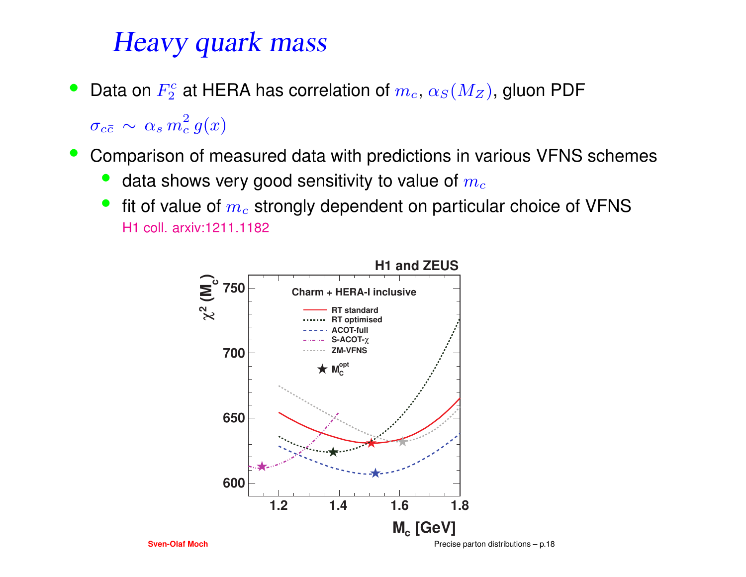# Heavy quark mass

- Data on $F_2^c$ at HERA has correlation of $m_c$, $\alpha_S(M_Z)$, gluon PDF

  $\sigma_{c\bar{c}} \sim \alpha_s \, m_c^2 \, g(x)$

- Comparison of measured data with predictions in various VFNS schemes
  - data shows very good sensitivity to value of $m_c$
  - fit of value of $m_c$ strongly dependent on particular choice of VFNS

    H1 coll. arxiv:1211.1182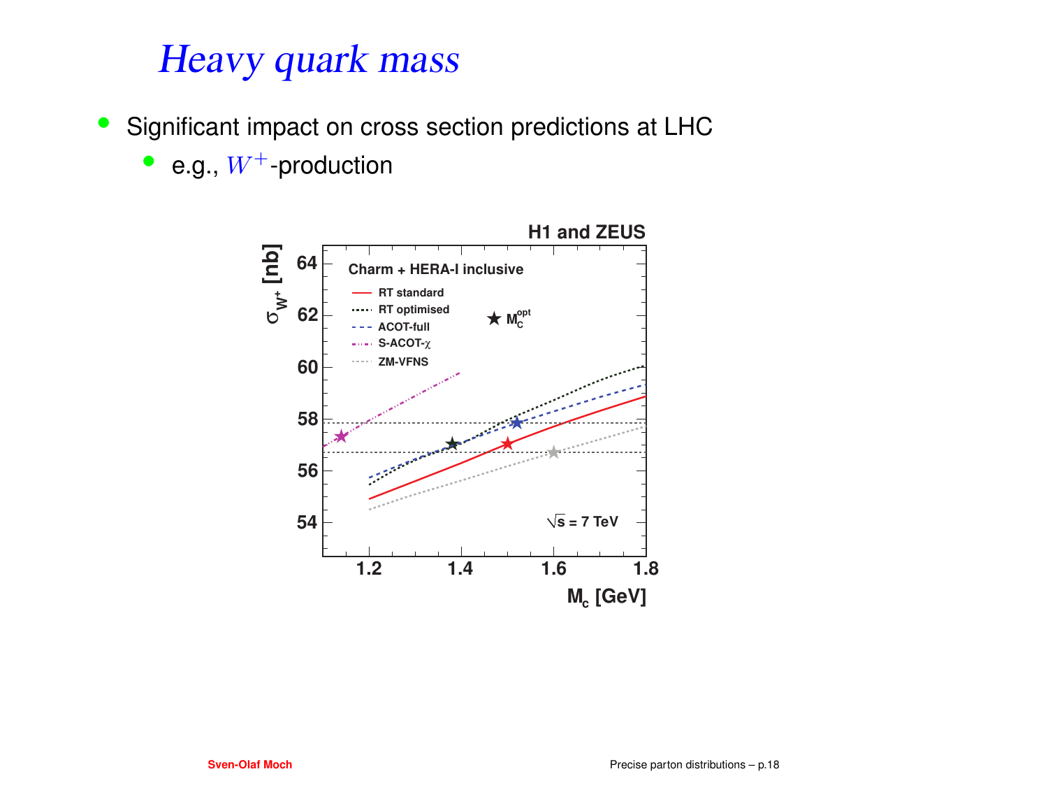# *Heavy quark mass*

- Significant impact on cross section predictions at LHC
  - e.g., $W^+$-production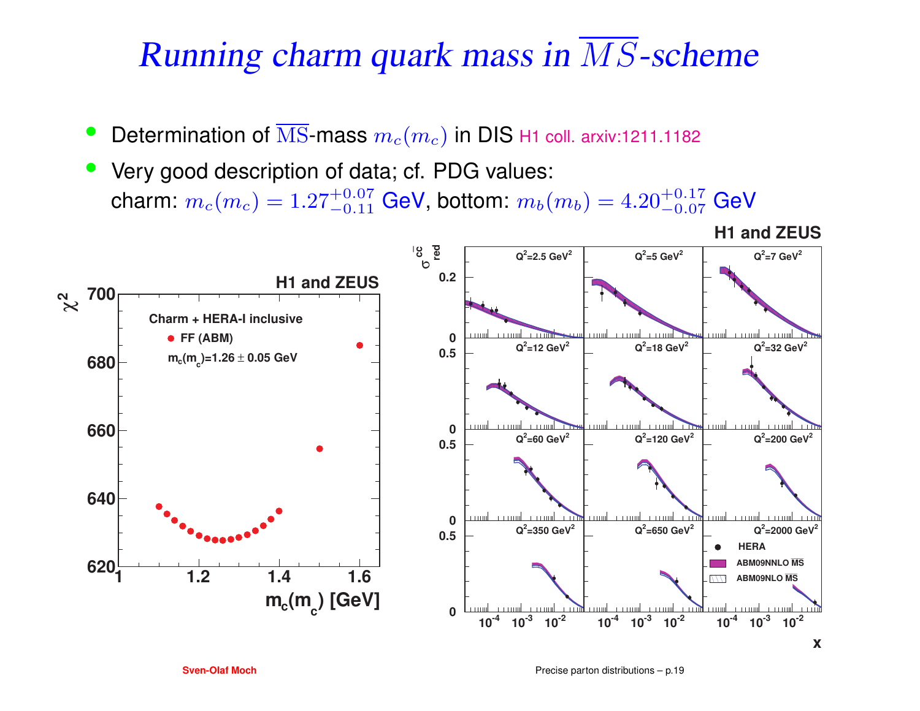# *Running charm quark mass in $\overline{MS}$-scheme*

- Determination of $\overline{\mathrm{MS}}$-mass $m_c(m_c)$ in DIS H1 coll. arxiv:1211.1182
- Very good description of data; cf. PDG values:
  charm: $m_c(m_c) = 1.27^{+0.07}_{-0.11}$ GeV, bottom: $m_b(m_b) = 4.20^{+0.17}_{-0.07}$ GeV

**H1 and ZEUS**

Charm + HERA-I inclusive

FF (ABM)

$m_c(m_c)$=1.26 ± 0.05 GeV

$\chi^2$ vs. $m_c(m_c)$ [GeV]

**H1 and ZEUS**

$\sigma^{c\bar{c}}_{red}$ vs. $x$ for $Q^2$=2.5, 5, 7, 12, 18, 32, 60, 120, 200, 350, 650, 2000 GeV$^2$

HERA

ABM09NNLO $\overline{MS}$

ABM09NLO $\overline{MS}$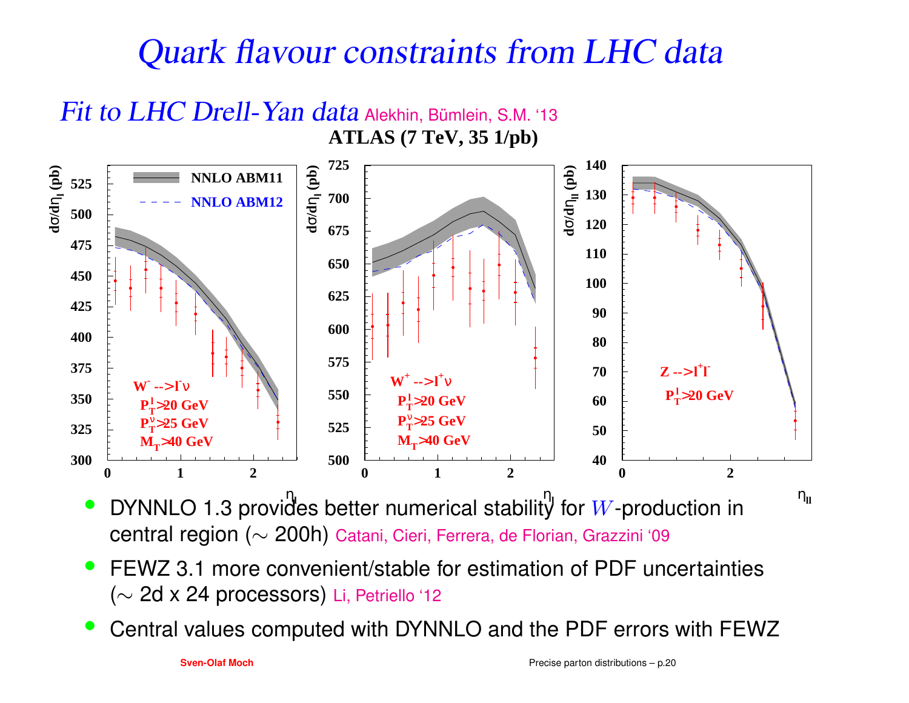# *Quark flavour constraints from LHC data*

## *Fit to LHC Drell-Yan data* Alekhin, Bümlein, S.M. '13

**ATLAS (7 TeV, 35 1/pb)**

- DYNNLO 1.3 provides better numerical stability for $W$-production in central region ($\sim$ 200h) Catani, Cieri, Ferrera, de Florian, Grazzini '09
- FEWZ 3.1 more convenient/stable for estimation of PDF uncertainties ($\sim$ 2d x 24 processors) Li, Petriello '12
- Central values computed with DYNNLO and the PDF errors with FEWZ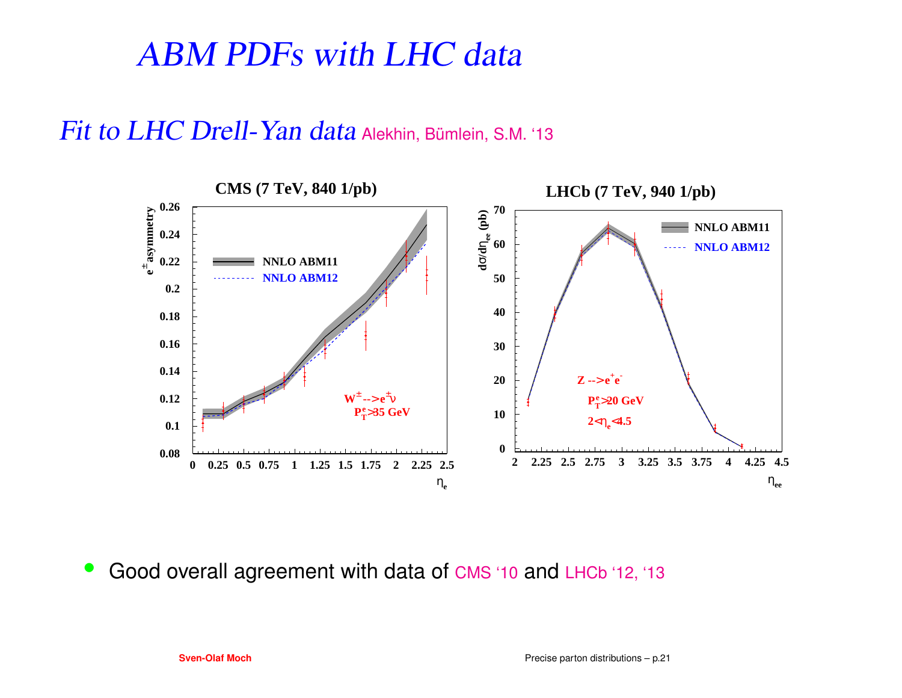# ABM PDFs with LHC data

## Fit to LHC Drell-Yan data Alekhin, Blümlein, S.M. ‘13

- Good overall agreement with data of CMS ‘10 and LHCb ‘12, ‘13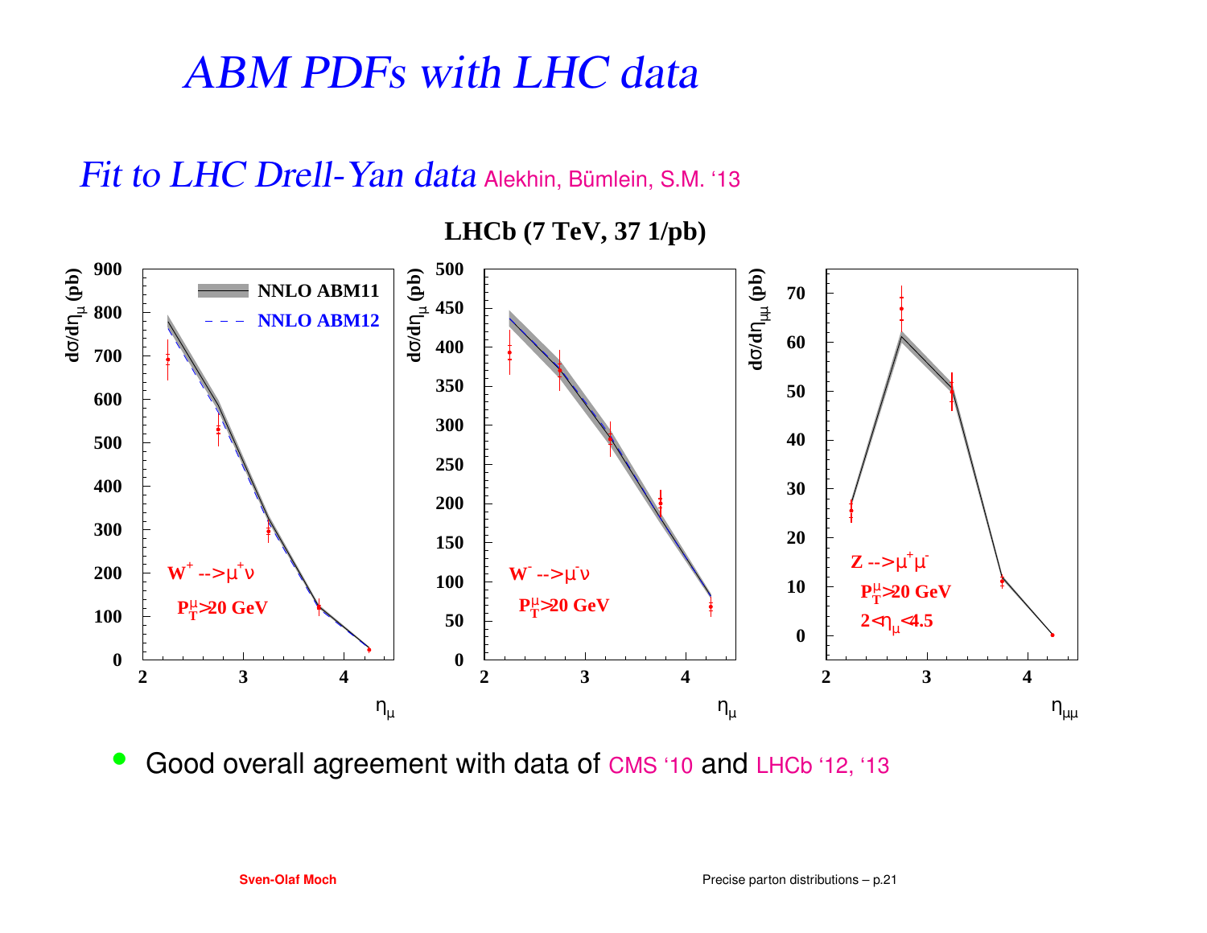# ABM PDFs with LHC data

## *Fit to LHC Drell-Yan data* Alekhin, Bümlein, S.M. '13

**LHCb (7 TeV, 37 1/pb)**

- Good overall agreement with data of CMS '10 and LHCb '12, '13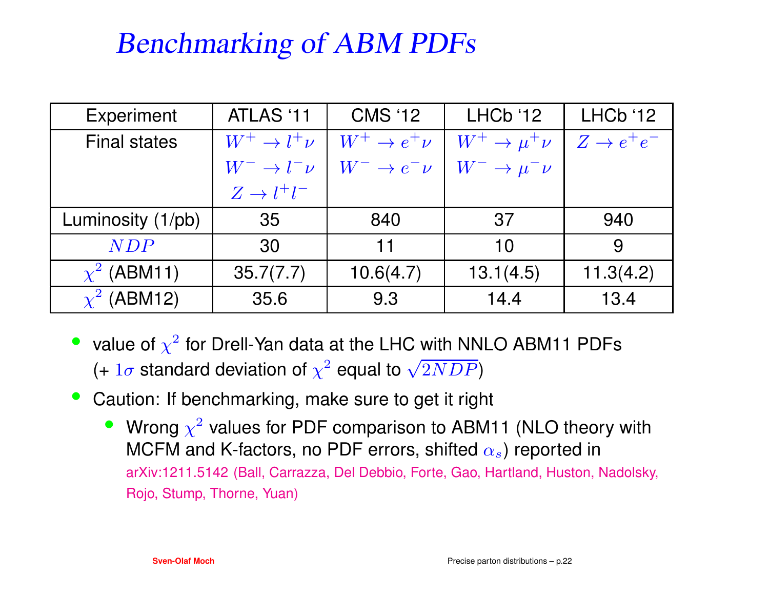# Benchmarking of ABM PDFs

| Experiment | ATLAS '11 | CMS '12 | LHCb '12 | LHCb '12 |
|---|---|---|---|---|
| Final states | $W^+ \to l^+\nu$<br>$W^- \to l^-\nu$<br>$Z \to l^+l^-$ | $W^+ \to e^+\nu$<br>$W^- \to e^-\nu$ | $W^+ \to \mu^+\nu$<br>$W^- \to \mu^-\nu$ | $Z \to e^+e^-$ |
| Luminosity (1/pb) | 35 | 840 | 37 | 940 |
| $NDP$ | 30 | 11 | 10 | 9 |
| $\chi^2$ (ABM11) | 35.7(7.7) | 10.6(4.7) | 13.1(4.5) | 11.3(4.2) |
| $\chi^2$ (ABM12) | 35.6 | 9.3 | 14.4 | 13.4 |

- value of $\chi^2$ for Drell-Yan data at the LHC with NNLO ABM11 PDFs (+ $1\sigma$ standard deviation of $\chi^2$ equal to $\sqrt{2NDP}$)
- Caution: If benchmarking, make sure to get it right
  - Wrong $\chi^2$ values for PDF comparison to ABM11 (NLO theory with MCFM and K-factors, no PDF errors, shifted $\alpha_s$) reported in arXiv:1211.5142 (Ball, Carrazza, Del Debbio, Forte, Gao, Hartland, Huston, Nadolsky, Rojo, Stump, Thorne, Yuan)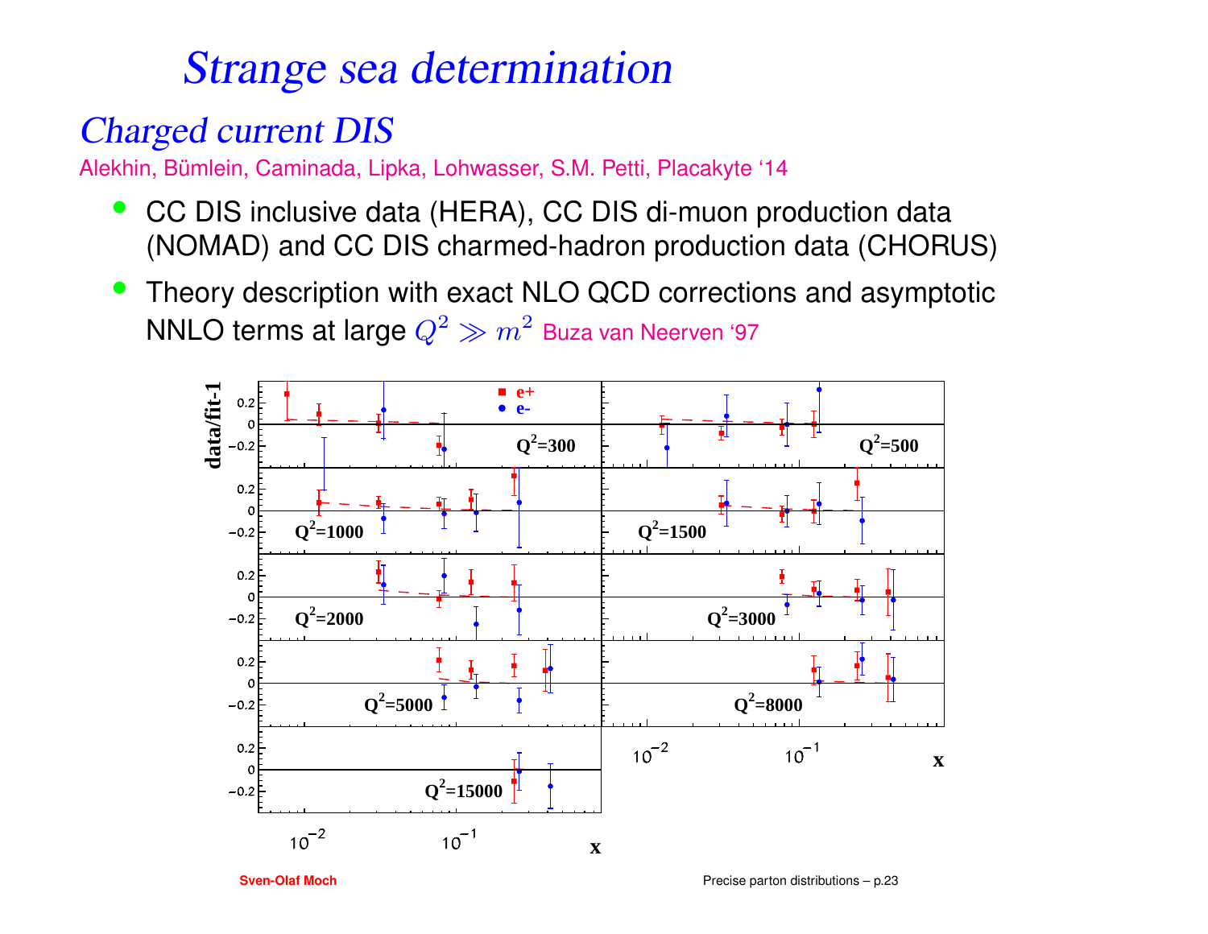# Strange sea determination

## Charged current DIS

Alekhin, Bümlein, Caminada, Lipka, Lohwasser, S.M. Petti, Placakyte '14

- CC DIS inclusive data (HERA), CC DIS di-muon production data (NOMAD) and CC DIS charmed-hadron production data (CHORUS)
- Theory description with exact NLO QCD corrections and asymptotic NNLO terms at large $Q^2 \gg m^2$ Buza van Neerven '97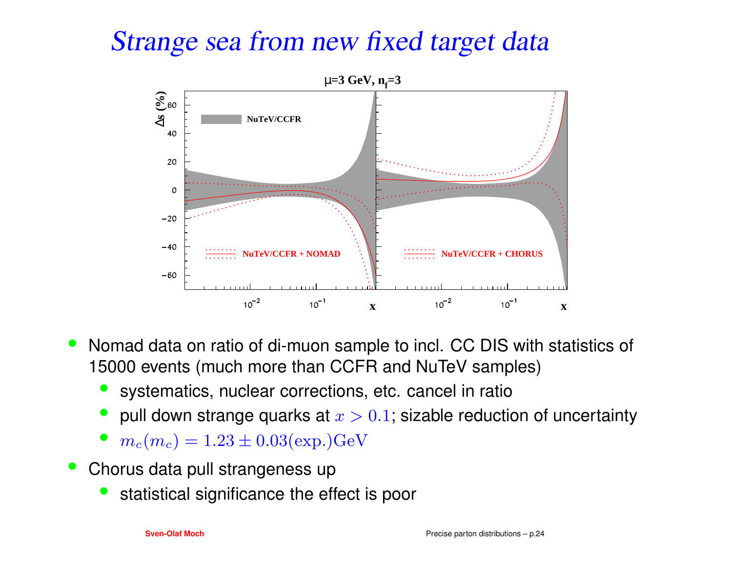# Strange sea from new fixed target data

- Nomad data on ratio of di-muon sample to incl. CC DIS with statistics of 15000 events (much more than CCFR and NuTeV samples)
  - systematics, nuclear corrections, etc. cancel in ratio
  - pull down strange quarks at $x > 0.1$; sizable reduction of uncertainty
  - $m_c(m_c) = 1.23 \pm 0.03(\text{exp.})\text{GeV}$
- Chorus data pull strangeness up
  - statistical significance the effect is poor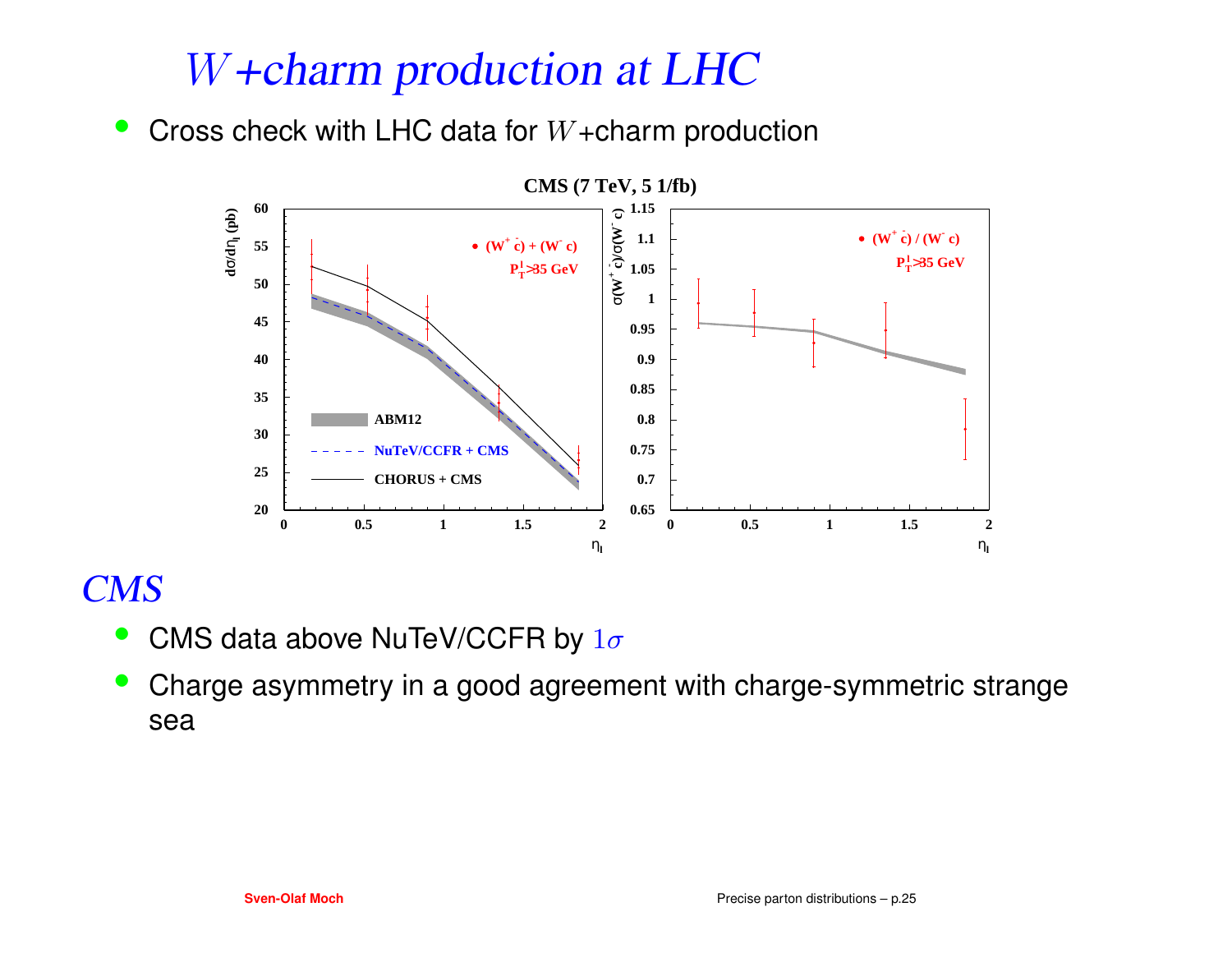# $W$+charm production at LHC

- Cross check with LHC data for $W$+charm production

## CMS

- CMS data above NuTeV/CCFR by $1\sigma$
- Charge asymmetry in a good agreement with charge-symmetric strange sea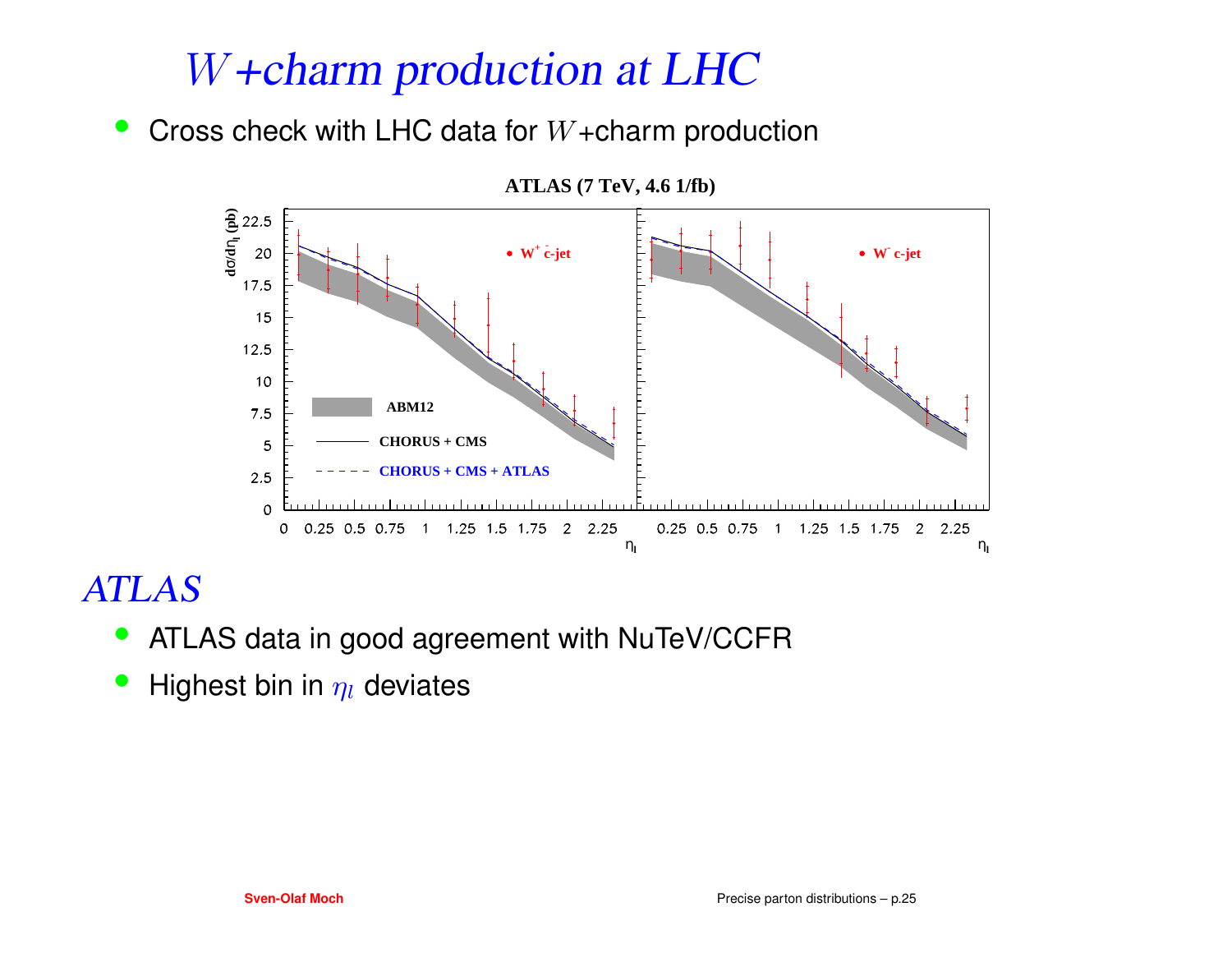# $W$+charm production at LHC

- Cross check with LHC data for $W$+charm production

## ATLAS

- ATLAS data in good agreement with NuTeV/CCFR
- Highest bin in $\eta_l$ deviates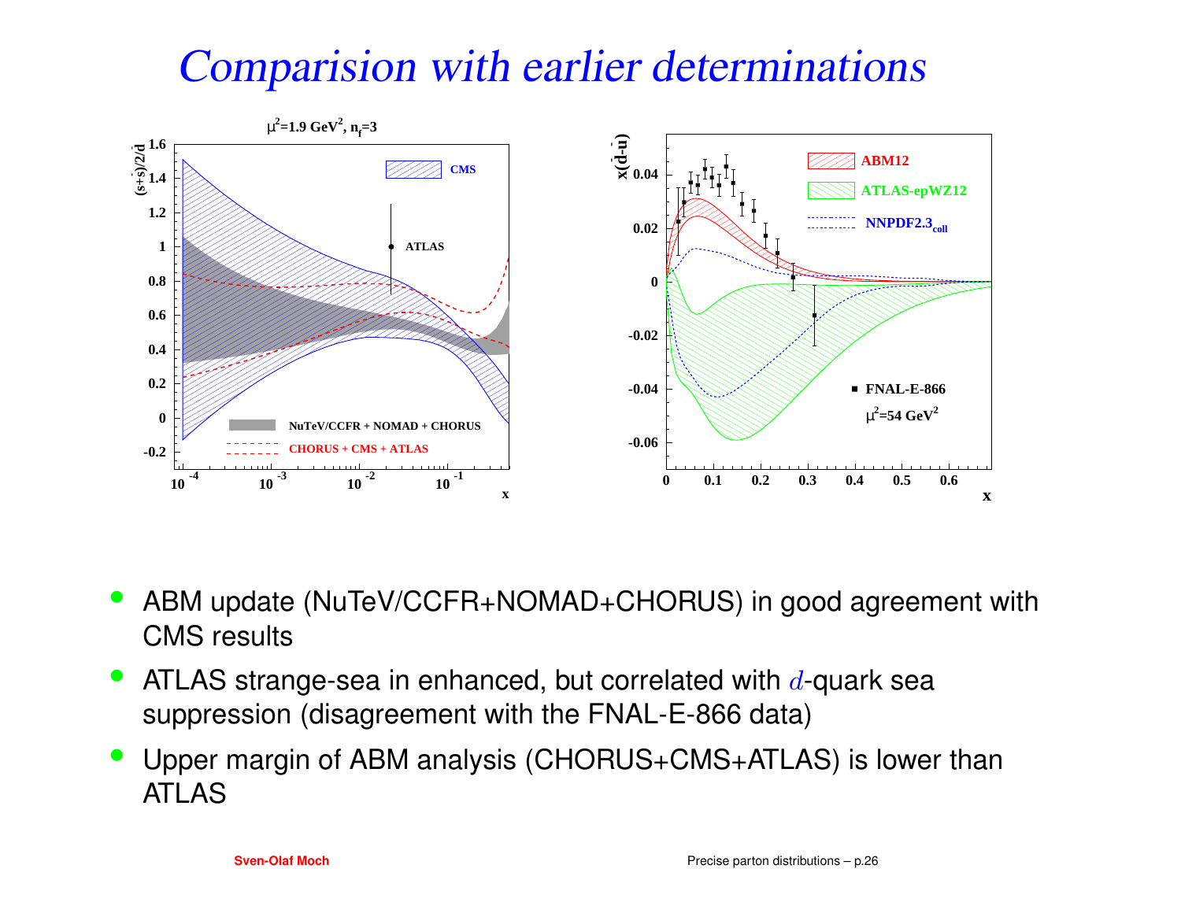# *Comparision with earlier determinations*

- ABM update (NuTeV/CCFR+NOMAD+CHORUS) in good agreement with CMS results
- ATLAS strange-sea in enhanced, but correlated with $d$-quark sea suppression (disagreement with the FNAL-E-866 data)
- Upper margin of ABM analysis (CHORUS+CMS+ATLAS) is lower than ATLAS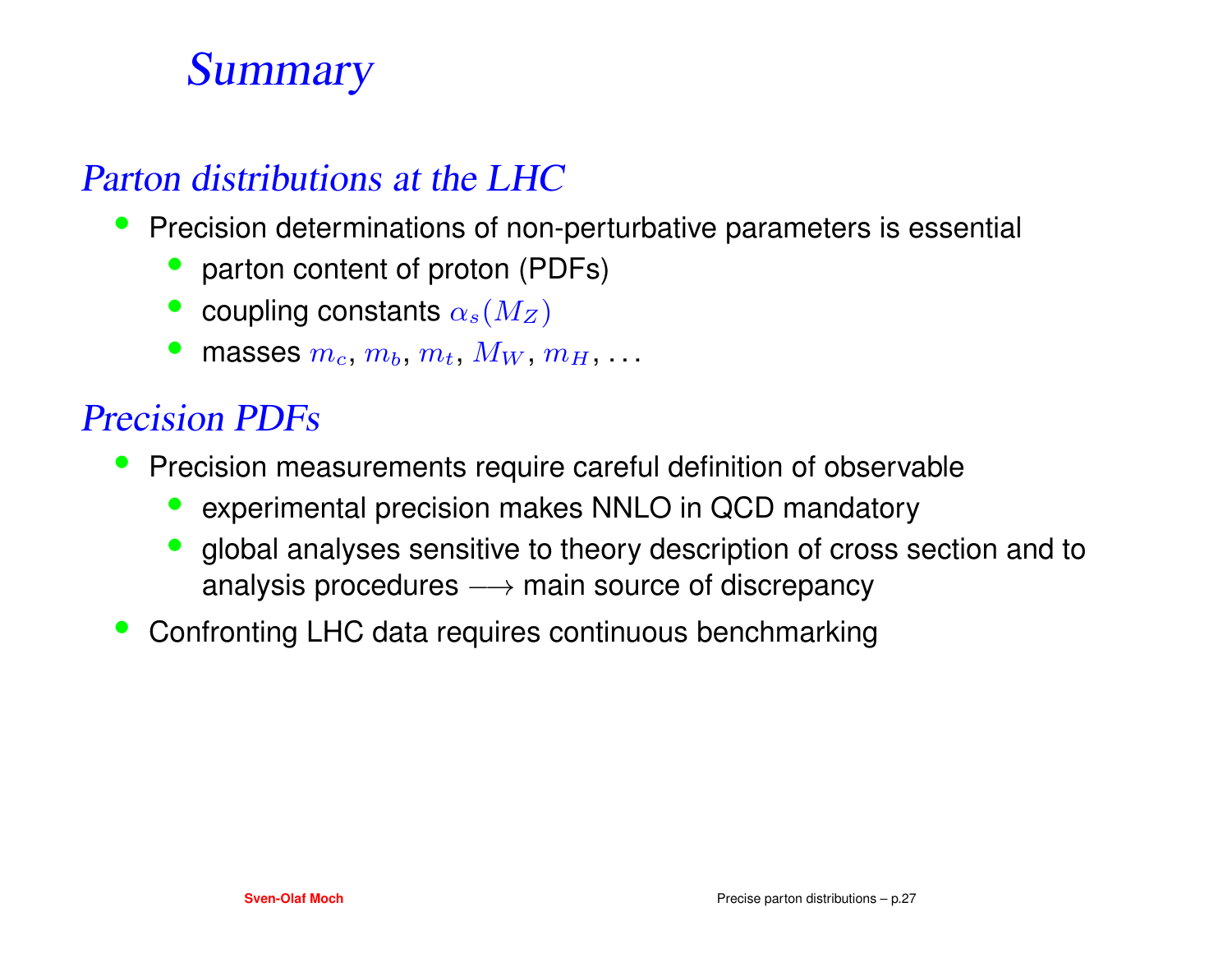# Summary

## Parton distributions at the LHC

- Precision determinations of non-perturbative parameters is essential
  - parton content of proton (PDFs)
  - coupling constants $\alpha_s(M_Z)$
  - masses $m_c$, $m_b$, $m_t$, $M_W$, $m_H$, ...

## Precision PDFs

- Precision measurements require careful definition of observable
  - experimental precision makes NNLO in QCD mandatory
  - global analyses sensitive to theory description of cross section and to analysis procedures $\longrightarrow$ main source of discrepancy
- Confronting LHC data requires continuous benchmarking